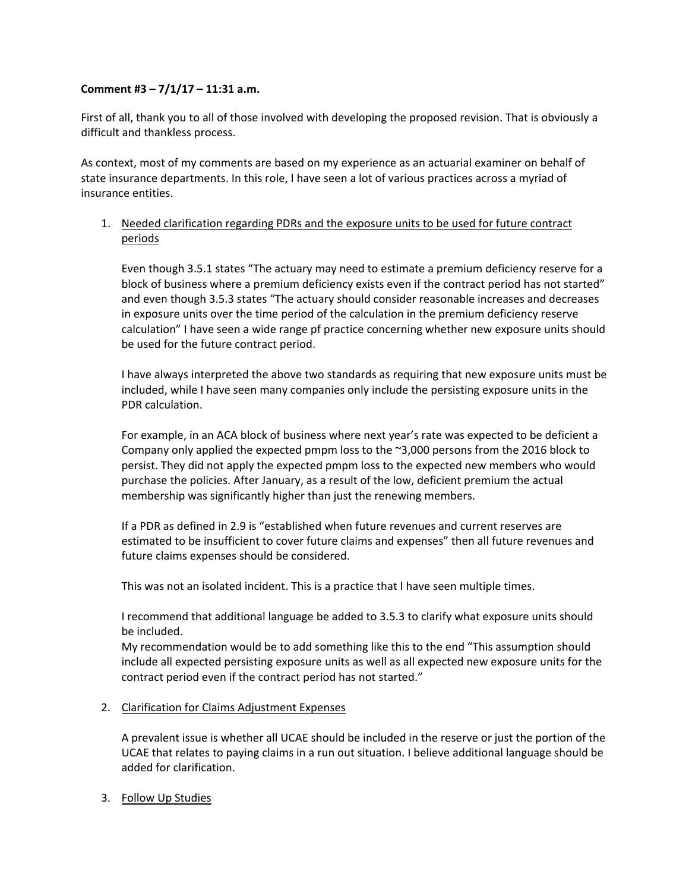**Comment #3 – 7/1/17 – 11:31 a.m.**

First of all, thank you to all of those involved with developing the proposed revision. That is obviously a difficult and thankless process.

As context, most of my comments are based on my experience as an actuarial examiner on behalf of state insurance departments. In this role, I have seen a lot of various practices across a myriad of insurance entities.

1. <u>Needed clarification regarding PDRs and the exposure units to be used for future contract periods</u>

   Even though 3.5.1 states "The actuary may need to estimate a premium deficiency reserve for a block of business where a premium deficiency exists even if the contract period has not started" and even though 3.5.3 states "The actuary should consider reasonable increases and decreases in exposure units over the time period of the calculation in the premium deficiency reserve calculation" I have seen a wide range pf practice concerning whether new exposure units should be used for the future contract period.

   I have always interpreted the above two standards as requiring that new exposure units must be included, while I have seen many companies only include the persisting exposure units in the PDR calculation.

   For example, in an ACA block of business where next year's rate was expected to be deficient a Company only applied the expected pmpm loss to the ~3,000 persons from the 2016 block to persist. They did not apply the expected pmpm loss to the expected new members who would purchase the policies. After January, as a result of the low, deficient premium the actual membership was significantly higher than just the renewing members.

   If a PDR as defined in 2.9 is "established when future revenues and current reserves are estimated to be insufficient to cover future claims and expenses" then all future revenues and future claims expenses should be considered.

   This was not an isolated incident. This is a practice that I have seen multiple times.

   I recommend that additional language be added to 3.5.3 to clarify what exposure units should be included.
   My recommendation would be to add something like this to the end "This assumption should include all expected persisting exposure units as well as all expected new exposure units for the contract period even if the contract period has not started."

2. <u>Clarification for Claims Adjustment Expenses</u>

   A prevalent issue is whether all UCAE should be included in the reserve or just the portion of the UCAE that relates to paying claims in a run out situation. I believe additional language should be added for clarification.

3. <u>Follow Up Studies</u>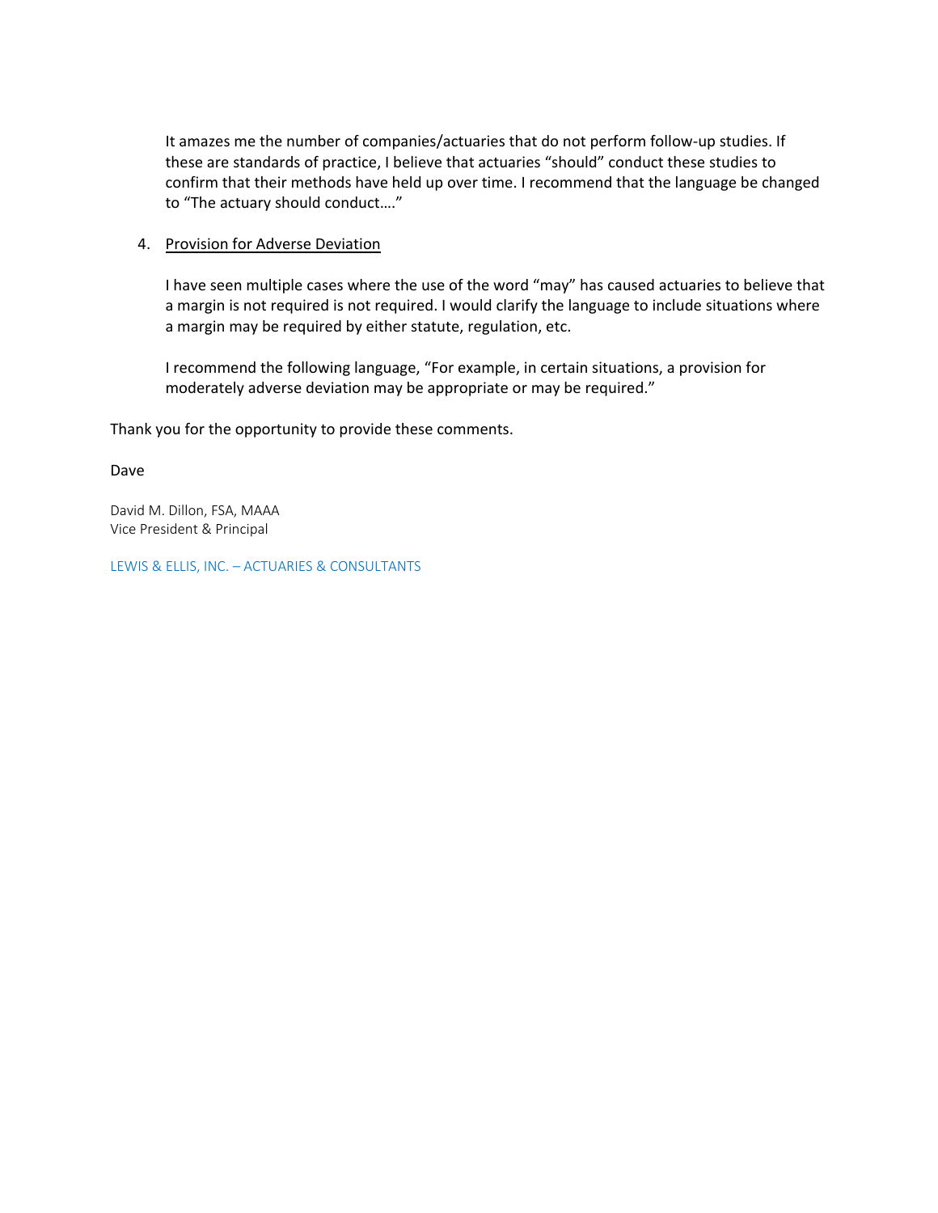It amazes me the number of companies/actuaries that do not perform follow-up studies. If these are standards of practice, I believe that actuaries "should" conduct these studies to confirm that their methods have held up over time. I recommend that the language be changed to "The actuary should conduct…."

4. <u>Provision for Adverse Deviation</u>

   I have seen multiple cases where the use of the word "may" has caused actuaries to believe that a margin is not required is not required. I would clarify the language to include situations where a margin may be required by either statute, regulation, etc.

   I recommend the following language, "For example, in certain situations, a provision for moderately adverse deviation may be appropriate or may be required."

Thank you for the opportunity to provide these comments.

Dave

David M. Dillon, FSA, MAAA
Vice President & Principal

LEWIS & ELLIS, INC. – ACTUARIES & CONSULTANTS